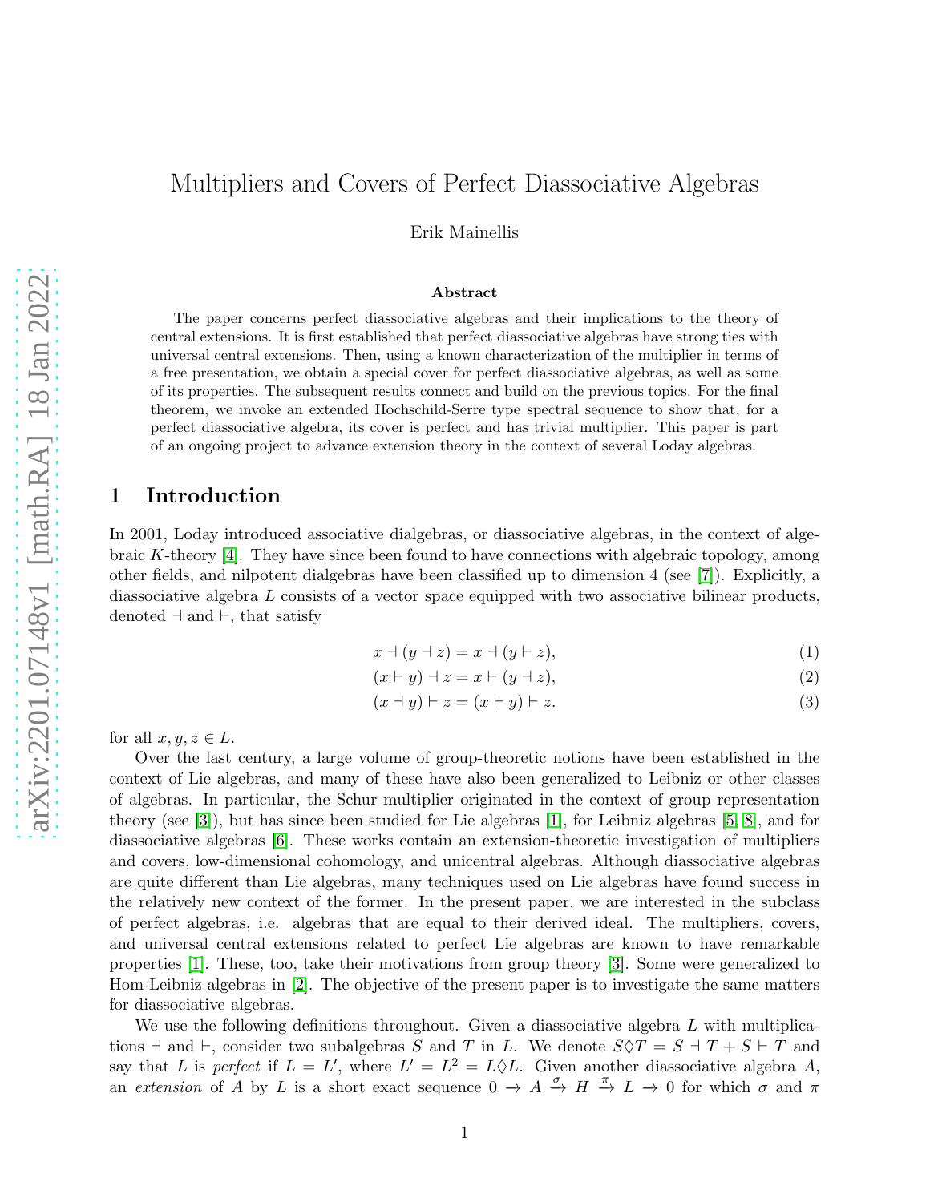# Multipliers and Covers of Perfect Diassociative Algebras

Erik Mainellis

### Abstract

The paper concerns perfect diassociative algebras and their implications to the theory of central extensions. It is first established that perfect diassociative algebras have strong ties with universal central extensions. Then, using a known characterization of the multiplier in terms of a free presentation, we obtain a special cover for perfect diassociative algebras, as well as some of its properties. The subsequent results connect and build on the previous topics. For the final theorem, we invoke an extended Hochschild-Serre type spectral sequence to show that, for a perfect diassociative algebra, its cover is perfect and has trivial multiplier. This paper is part of an ongoing project to advance extension theory in the context of several Loday algebras.

## 1 Introduction

In 2001, Loday introduced associative dialgebras, or diassociative algebras, in the context of algebraic $K$-theory [4]. They have since been found to have connections with algebraic topology, among other fields, and nilpotent dialgebras have been classified up to dimension 4 (see [7]). Explicitly, a diassociative algebra $L$ consists of a vector space equipped with two associative bilinear products, denoted $\dashv$ and $\vdash$, that satisfy

$$x \dashv (y \dashv z) = x \dashv (y \vdash z), \tag{1}$$

$$(x \vdash y) \dashv z = x \vdash (y \dashv z), \tag{2}$$

$$(x \dashv y) \vdash z = (x \vdash y) \vdash z. \tag{3}$$

for all $x, y, z \in L$.

Over the last century, a large volume of group-theoretic notions have been established in the context of Lie algebras, and many of these have also been generalized to Leibniz or other classes of algebras. In particular, the Schur multiplier originated in the context of group representation theory (see [3]), but has since been studied for Lie algebras [1], for Leibniz algebras [5, 8], and for diassociative algebras [6]. These works contain an extension-theoretic investigation of multipliers and covers, low-dimensional cohomology, and unicentral algebras. Although diassociative algebras are quite different than Lie algebras, many techniques used on Lie algebras have found success in the relatively new context of the former. In the present paper, we are interested in the subclass of perfect algebras, i.e. algebras that are equal to their derived ideal. The multipliers, covers, and universal central extensions related to perfect Lie algebras are known to have remarkable properties [1]. These, too, take their motivations from group theory [3]. Some were generalized to Hom-Leibniz algebras in [2]. The objective of the present paper is to investigate the same matters for diassociative algebras.

We use the following definitions throughout. Given a diassociative algebra $L$ with multiplications $\dashv$ and $\vdash$, consider two subalgebras $S$ and $T$ in $L$. We denote $S\Diamond T = S \dashv T + S \vdash T$ and say that $L$ is *perfect* if $L = L'$, where $L' = L^2 = L\Diamond L$. Given another diassociative algebra $A$, an *extension* of $A$ by $L$ is a short exact sequence $0 \to A \xrightarrow{\sigma} H \xrightarrow{\pi} L \to 0$ for which $\sigma$ and $\pi$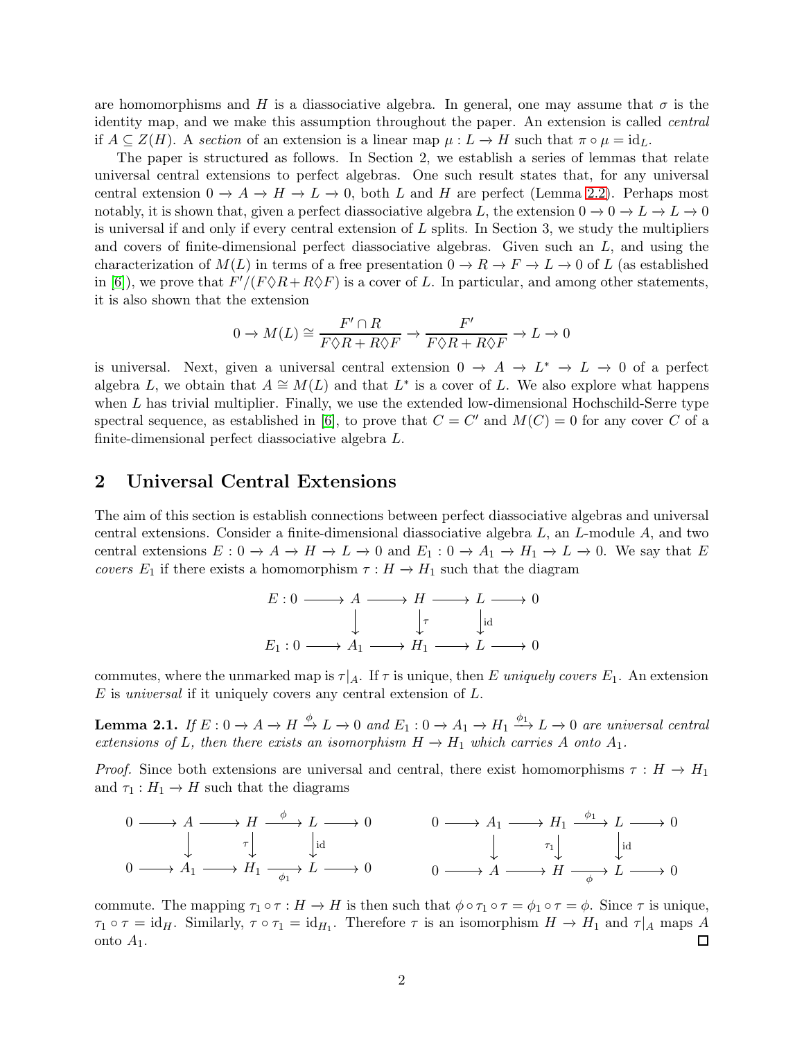are homomorphisms and $H$ is a diassociative algebra. In general, one may assume that $\sigma$ is the identity map, and we make this assumption throughout the paper. An extension is called *central* if $A \subseteq Z(H)$. A *section* of an extension is a linear map $\mu : L \to H$ such that $\pi \circ \mu = \mathrm{id}_L$.

The paper is structured as follows. In Section 2, we establish a series of lemmas that relate universal central extensions to perfect algebras. One such result states that, for any universal central extension $0 \to A \to H \to L \to 0$, both $L$ and $H$ are perfect (Lemma 2.2). Perhaps most notably, it is shown that, given a perfect diassociative algebra $L$, the extension $0 \to 0 \to L \to L \to 0$ is universal if and only if every central extension of $L$ splits. In Section 3, we study the multipliers and covers of finite-dimensional perfect diassociative algebras. Given such an $L$, and using the characterization of $M(L)$ in terms of a free presentation $0 \to R \to F \to L \to 0$ of $L$ (as established in [6]), we prove that $F'/(F\lozenge R + R\lozenge F)$ is a cover of $L$. In particular, and among other statements, it is also shown that the extension

$$0 \to M(L) \cong \frac{F' \cap R}{F\lozenge R + R\lozenge F} \to \frac{F'}{F\lozenge R + R\lozenge F} \to L \to 0$$

is universal. Next, given a universal central extension $0 \to A \to L^* \to L \to 0$ of a perfect algebra $L$, we obtain that $A \cong M(L)$ and that $L^*$ is a cover of $L$. We also explore what happens when $L$ has trivial multiplier. Finally, we use the extended low-dimensional Hochschild-Serre type spectral sequence, as established in [6], to prove that $C = C'$ and $M(C) = 0$ for any cover $C$ of a finite-dimensional perfect diassociative algebra $L$.

## 2 Universal Central Extensions

The aim of this section is establish connections between perfect diassociative algebras and universal central extensions. Consider a finite-dimensional diassociative algebra $L$, an $L$-module $A$, and two central extensions $E : 0 \to A \to H \to L \to 0$ and $E_1 : 0 \to A_1 \to H_1 \to L \to 0$. We say that $E$ *covers* $E_1$ if there exists a homomorphism $\tau : H \to H_1$ such that the diagram

$$\begin{array}{ccccccccc} E : 0 & \longrightarrow & A & \longrightarrow & H & \longrightarrow & L & \longrightarrow & 0 \\ & & \downarrow & & \downarrow \tau & & \downarrow \mathrm{id} & & \\ E_1 : 0 & \longrightarrow & A_1 & \longrightarrow & H_1 & \longrightarrow & L & \longrightarrow & 0 \end{array}$$

commutes, where the unmarked map is $\tau|_A$. If $\tau$ is unique, then $E$ *uniquely covers* $E_1$. An extension $E$ is *universal* if it uniquely covers any central extension of $L$.

**Lemma 2.1.** *If $E : 0 \to A \to H \xrightarrow{\phi} L \to 0$ and $E_1 : 0 \to A_1 \to H_1 \xrightarrow{\phi_1} L \to 0$ are universal central extensions of $L$, then there exists an isomorphism $H \to H_1$ which carries $A$ onto $A_1$.*

*Proof.* Since both extensions are universal and central, there exist homomorphisms $\tau : H \to H_1$ and $\tau_1 : H_1 \to H$ such that the diagrams

$$\begin{array}{ccccccccc} 0 & \longrightarrow & A & \longrightarrow & H & \xrightarrow{\phi} & L & \longrightarrow & 0 \\ & & \downarrow & & \downarrow \tau & & \downarrow \mathrm{id} & & \\ 0 & \longrightarrow & A_1 & \longrightarrow & H_1 & \xrightarrow[\phi_1]{} & L & \longrightarrow & 0 \end{array} \qquad \begin{array}{ccccccccc} 0 & \longrightarrow & A_1 & \longrightarrow & H_1 & \xrightarrow{\phi_1} & L & \longrightarrow & 0 \\ & & \downarrow & & \downarrow \tau_1 & & \downarrow \mathrm{id} & & \\ 0 & \longrightarrow & A & \longrightarrow & H & \xrightarrow[\phi]{} & L & \longrightarrow & 0 \end{array}$$

commute. The mapping $\tau_1 \circ \tau : H \to H$ is then such that $\phi \circ \tau_1 \circ \tau = \phi_1 \circ \tau = \phi$. Since $\tau$ is unique, $\tau_1 \circ \tau = \mathrm{id}_H$. Similarly, $\tau \circ \tau_1 = \mathrm{id}_{H_1}$. Therefore $\tau$ is an isomorphism $H \to H_1$ and $\tau|_A$ maps $A$ onto $A_1$. $\square$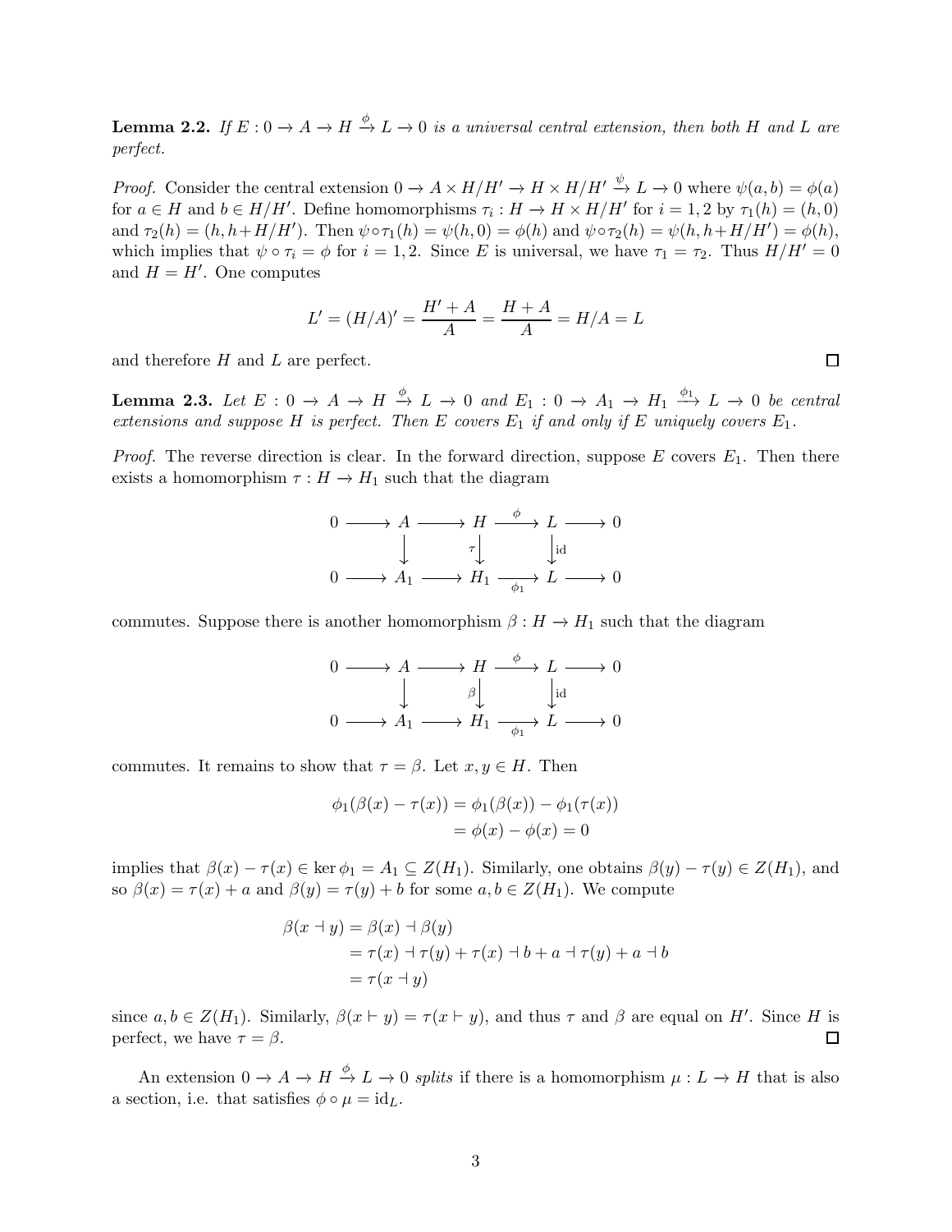**Lemma 2.2.** *If $E : 0 \to A \to H \xrightarrow{\phi} L \to 0$ is a universal central extension, then both $H$ and $L$ are perfect.*

*Proof.* Consider the central extension $0 \to A \times H/H' \to H \times H/H' \xrightarrow{\psi} L \to 0$ where $\psi(a,b) = \phi(a)$ for $a \in H$ and $b \in H/H'$. Define homomorphisms $\tau_i : H \to H \times H/H'$ for $i = 1, 2$ by $\tau_1(h) = (h, 0)$ and $\tau_2(h) = (h, h + H/H')$. Then $\psi \circ \tau_1(h) = \psi(h, 0) = \phi(h)$ and $\psi \circ \tau_2(h) = \psi(h, h + H/H') = \phi(h)$, which implies that $\psi \circ \tau_i = \phi$ for $i = 1, 2$. Since $E$ is universal, we have $\tau_1 = \tau_2$. Thus $H/H' = 0$ and $H = H'$. One computes

$$L' = (H/A)' = \frac{H' + A}{A} = \frac{H + A}{A} = H/A = L$$

and therefore $H$ and $L$ are perfect. □

**Lemma 2.3.** *Let $E : 0 \to A \to H \xrightarrow{\phi} L \to 0$ and $E_1 : 0 \to A_1 \to H_1 \xrightarrow{\phi_1} L \to 0$ be central extensions and suppose $H$ is perfect. Then $E$ covers $E_1$ if and only if $E$ uniquely covers $E_1$.*

*Proof.* The reverse direction is clear. In the forward direction, suppose $E$ covers $E_1$. Then there exists a homomorphism $\tau : H \to H_1$ such that the diagram

$$\begin{array}{ccccccccc}
0 & \longrightarrow & A & \longrightarrow & H & \xrightarrow{\phi} & L & \longrightarrow & 0 \\
 & & \downarrow & & \downarrow{\scriptstyle \tau} & & \downarrow{\scriptstyle \mathrm{id}} & & \\
0 & \longrightarrow & A_1 & \longrightarrow & H_1 & \xrightarrow[\phi_1]{} & L & \longrightarrow & 0
\end{array}$$

commutes. Suppose there is another homomorphism $\beta : H \to H_1$ such that the diagram

$$\begin{array}{ccccccccc}
0 & \longrightarrow & A & \longrightarrow & H & \xrightarrow{\phi} & L & \longrightarrow & 0 \\
 & & \downarrow & & \downarrow{\scriptstyle \beta} & & \downarrow{\scriptstyle \mathrm{id}} & & \\
0 & \longrightarrow & A_1 & \longrightarrow & H_1 & \xrightarrow[\phi_1]{} & L & \longrightarrow & 0
\end{array}$$

commutes. It remains to show that $\tau = \beta$. Let $x, y \in H$. Then

$$\begin{aligned}
\phi_1(\beta(x) - \tau(x)) &= \phi_1(\beta(x)) - \phi_1(\tau(x)) \\
&= \phi(x) - \phi(x) = 0
\end{aligned}$$

implies that $\beta(x) - \tau(x) \in \ker \phi_1 = A_1 \subseteq Z(H_1)$. Similarly, one obtains $\beta(y) - \tau(y) \in Z(H_1)$, and so $\beta(x) = \tau(x) + a$ and $\beta(y) = \tau(y) + b$ for some $a, b \in Z(H_1)$. We compute

$$\begin{aligned}
\beta(x \dashv y) &= \beta(x) \dashv \beta(y) \\
&= \tau(x) \dashv \tau(y) + \tau(x) \dashv b + a \dashv \tau(y) + a \dashv b \\
&= \tau(x \dashv y)
\end{aligned}$$

since $a, b \in Z(H_1)$. Similarly, $\beta(x \vdash y) = \tau(x \vdash y)$, and thus $\tau$ and $\beta$ are equal on $H'$. Since $H$ is perfect, we have $\tau = \beta$. □

An extension $0 \to A \to H \xrightarrow{\phi} L \to 0$ *splits* if there is a homomorphism $\mu : L \to H$ that is also a section, i.e. that satisfies $\phi \circ \mu = \mathrm{id}_L$.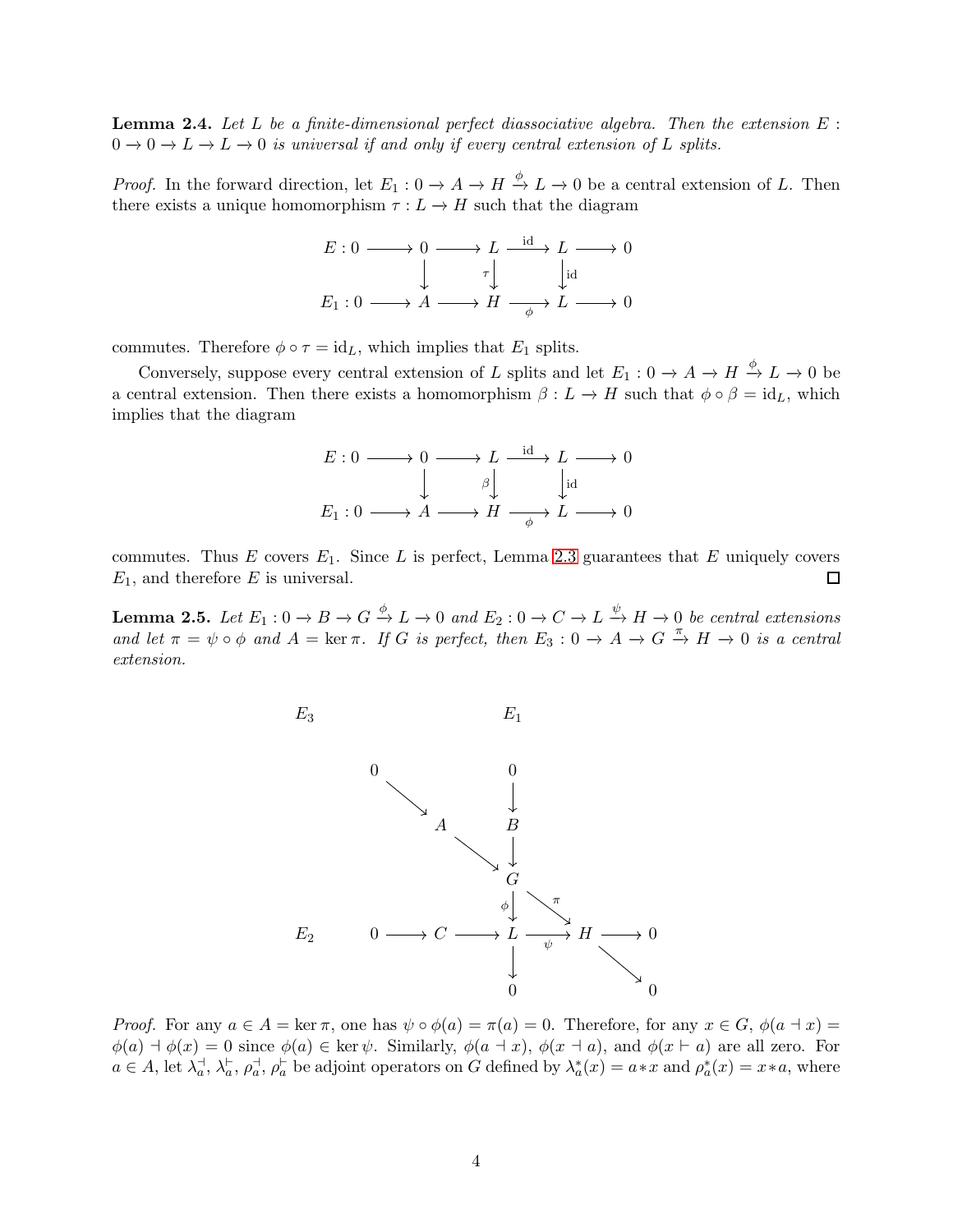**Lemma 2.4.** *Let $L$ be a finite-dimensional perfect diassociative algebra. Then the extension $E : 0 \to 0 \to L \to L \to 0$ is universal if and only if every central extension of $L$ splits.*

*Proof.* In the forward direction, let $E_1 : 0 \to A \to H \xrightarrow{\phi} L \to 0$ be a central extension of $L$. Then there exists a unique homomorphism $\tau : L \to H$ such that the diagram

$$\begin{array}{ccccccccc}
E : 0 & \longrightarrow & 0 & \longrightarrow & L & \xrightarrow{\text{id}} & L & \longrightarrow & 0 \\
 & & \downarrow & & \downarrow{\scriptstyle \tau} & & \downarrow{\scriptstyle \text{id}} & & \\
E_1 : 0 & \longrightarrow & A & \longrightarrow & H & \xrightarrow[\phi]{} & L & \longrightarrow & 0
\end{array}$$

commutes. Therefore $\phi \circ \tau = \text{id}_L$, which implies that $E_1$ splits.

Conversely, suppose every central extension of $L$ splits and let $E_1 : 0 \to A \to H \xrightarrow{\phi} L \to 0$ be a central extension. Then there exists a homomorphism $\beta : L \to H$ such that $\phi \circ \beta = \text{id}_L$, which implies that the diagram

$$\begin{array}{ccccccccc}
E : 0 & \longrightarrow & 0 & \longrightarrow & L & \xrightarrow{\text{id}} & L & \longrightarrow & 0 \\
 & & \downarrow & & \downarrow{\scriptstyle \beta} & & \downarrow{\scriptstyle \text{id}} & & \\
E_1 : 0 & \longrightarrow & A & \longrightarrow & H & \xrightarrow[\phi]{} & L & \longrightarrow & 0
\end{array}$$

commutes. Thus $E$ covers $E_1$. Since $L$ is perfect, Lemma 2.3 guarantees that $E$ uniquely covers $E_1$, and therefore $E$ is universal. ◻

**Lemma 2.5.** *Let $E_1 : 0 \to B \to G \xrightarrow{\phi} L \to 0$ and $E_2 : 0 \to C \to L \xrightarrow{\psi} H \to 0$ be central extensions and let $\pi = \psi \circ \phi$ and $A = \ker \pi$. If $G$ is perfect, then $E_3 : 0 \to A \to G \xrightarrow{\pi} H \to 0$ is a central extension.*

$$\begin{array}{ccccccccc}
E_3 & & & & E_1 & & & & \\
 & 0 & & & 0 & & & & \\
 & & \searrow & & \downarrow & & & & \\
 & & & A & B & & & & \\
 & & & & \searrow \ \downarrow & & & & \\
 & & & & G & & & & \\
 & & & & \downarrow{\scriptstyle \phi} & \searrow^{\pi} & & & \\
E_2 & 0 & \longrightarrow & C \longrightarrow & L & \xrightarrow[\psi]{} & H & \longrightarrow & 0 \\
 & & & & \downarrow & & & \searrow & \\
 & & & & 0 & & & & 0
\end{array}$$

*Proof.* For any $a \in A = \ker \pi$, one has $\psi \circ \phi(a) = \pi(a) = 0$. Therefore, for any $x \in G$, $\phi(a \dashv x) = \phi(a) \dashv \phi(x) = 0$ since $\phi(a) \in \ker \psi$. Similarly, $\phi(a \dashv x)$, $\phi(x \dashv a)$, and $\phi(x \vdash a)$ are all zero. For $a \in A$, let $\lambda_a^{\dashv}$, $\lambda_a^{\vdash}$, $\rho_a^{\dashv}$, $\rho_a^{\vdash}$ be adjoint operators on $G$ defined by $\lambda_a^*(x) = a * x$ and $\rho_a^*(x) = x * a$, where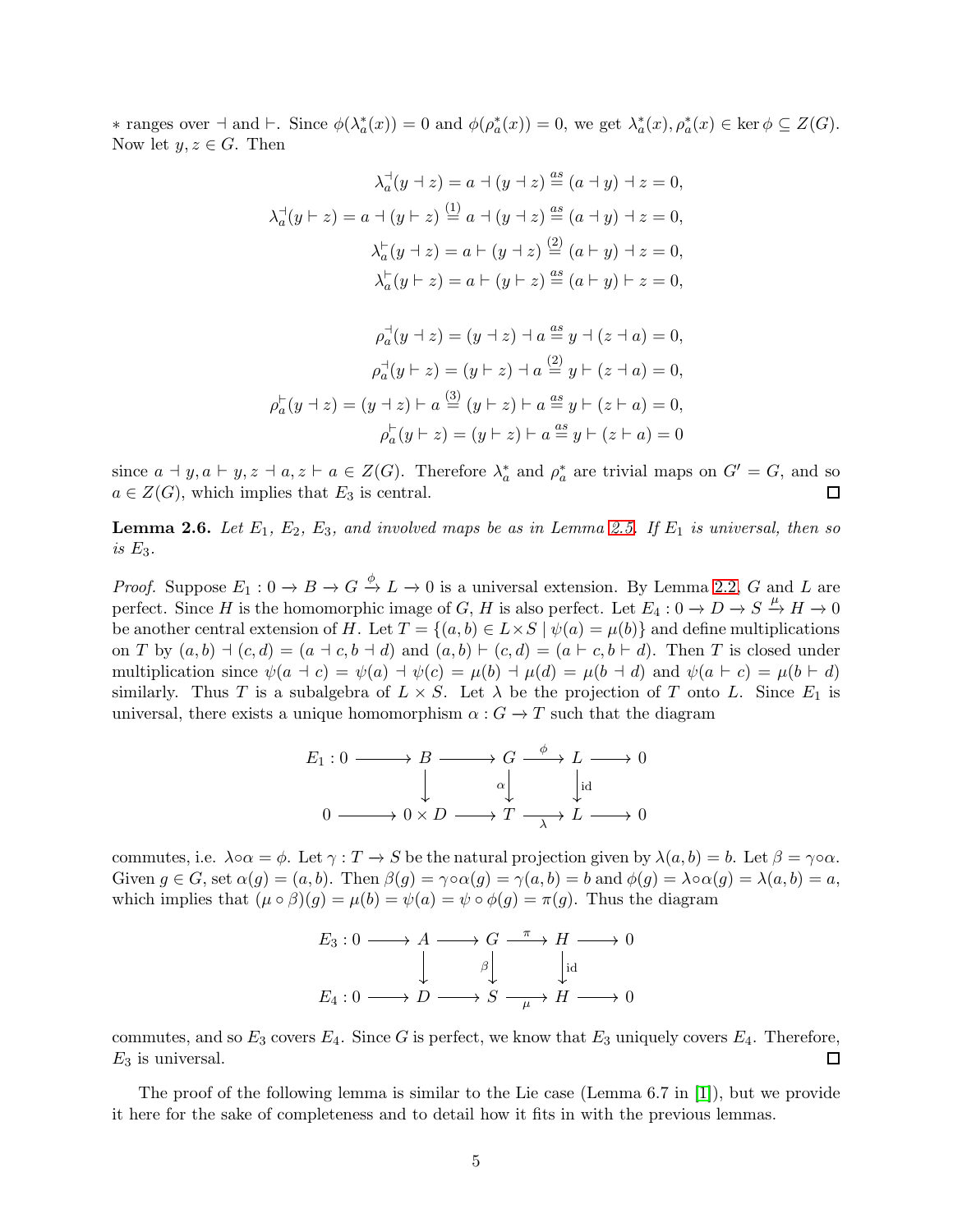$*$ ranges over $\dashv$ and $\vdash$. Since $\phi(\lambda_a^*(x)) = 0$ and $\phi(\rho_a^*(x)) = 0$, we get $\lambda_a^*(x), \rho_a^*(x) \in \ker\phi \subseteq Z(G)$. Now let $y, z \in G$. Then

$$\lambda_a^{\dashv}(y \dashv z) = a \dashv (y \dashv z) \overset{as}{=} (a \dashv y) \dashv z = 0,$$

$$\lambda_a^{\dashv}(y \vdash z) = a \dashv (y \vdash z) \overset{(1)}{=} a \dashv (y \dashv z) \overset{as}{=} (a \dashv y) \dashv z = 0,$$

$$\lambda_a^{\vdash}(y \dashv z) = a \vdash (y \dashv z) \overset{(2)}{=} (a \vdash y) \dashv z = 0,$$

$$\lambda_a^{\vdash}(y \vdash z) = a \vdash (y \vdash z) \overset{as}{=} (a \vdash y) \vdash z = 0,$$

$$\rho_a^{\dashv}(y \dashv z) = (y \dashv z) \dashv a \overset{as}{=} y \dashv (z \dashv a) = 0,$$

$$\rho_a^{\dashv}(y \vdash z) = (y \vdash z) \dashv a \overset{(2)}{=} y \vdash (z \dashv a) = 0,$$

$$\rho_a^{\vdash}(y \dashv z) = (y \dashv z) \vdash a \overset{(3)}{=} (y \vdash z) \vdash a \overset{as}{=} y \vdash (z \vdash a) = 0,$$

$$\rho_a^{\vdash}(y \vdash z) = (y \vdash z) \vdash a \overset{as}{=} y \vdash (z \vdash a) = 0$$

since $a \dashv y, a \vdash y, z \dashv a, z \vdash a \in Z(G)$. Therefore $\lambda_a^*$ and $\rho_a^*$ are trivial maps on $G' = G$, and so $a \in Z(G)$, which implies that $E_3$ is central. ∎

**Lemma 2.6.** *Let $E_1$, $E_2$, $E_3$, and involved maps be as in Lemma 2.5. If $E_1$ is universal, then so is $E_3$.*

*Proof.* Suppose $E_1 : 0 \to B \to G \xrightarrow{\phi} L \to 0$ is a universal extension. By Lemma 2.2, $G$ and $L$ are perfect. Since $H$ is the homomorphic image of $G$, $H$ is also perfect. Let $E_4 : 0 \to D \to S \xrightarrow{\mu} H \to 0$ be another central extension of $H$. Let $T = \{(a, b) \in L \times S \mid \psi(a) = \mu(b)\}$ and define multiplications on $T$ by $(a, b) \dashv (c, d) = (a \dashv c, b \dashv d)$ and $(a, b) \vdash (c, d) = (a \vdash c, b \vdash d)$. Then $T$ is closed under multiplication since $\psi(a \dashv c) = \psi(a) \dashv \psi(c) = \mu(b) \dashv \mu(d) = \mu(b \dashv d)$ and $\psi(a \vdash c) = \mu(b \vdash d)$ similarly. Thus $T$ is a subalgebra of $L \times S$. Let $\lambda$ be the projection of $T$ onto $L$. Since $E_1$ is universal, there exists a unique homomorphism $\alpha : G \to T$ such that the diagram

$$\begin{array}{ccccccccc}
E_1 : 0 & \longrightarrow & B & \longrightarrow & G & \xrightarrow{\phi} & L & \longrightarrow & 0 \\
 & & \downarrow & & \downarrow{\scriptstyle\alpha} & & \downarrow{\scriptstyle\text{id}} & & \\
0 & \longrightarrow & 0 \times D & \longrightarrow & T & \xrightarrow[\lambda]{} & L & \longrightarrow & 0
\end{array}$$

commutes, i.e. $\lambda \circ \alpha = \phi$. Let $\gamma : T \to S$ be the natural projection given by $\lambda(a, b) = b$. Let $\beta = \gamma \circ \alpha$. Given $g \in G$, set $\alpha(g) = (a, b)$. Then $\beta(g) = \gamma \circ \alpha(g) = \gamma(a, b) = b$ and $\phi(g) = \lambda \circ \alpha(g) = \lambda(a, b) = a$, which implies that $(\mu \circ \beta)(g) = \mu(b) = \psi(a) = \psi \circ \phi(g) = \pi(g)$. Thus the diagram

$$\begin{array}{ccccccccc}
E_3 : 0 & \longrightarrow & A & \longrightarrow & G & \xrightarrow{\pi} & H & \longrightarrow & 0 \\
 & & \downarrow & & \downarrow{\scriptstyle\beta} & & \downarrow{\scriptstyle\text{id}} & & \\
E_4 : 0 & \longrightarrow & D & \longrightarrow & S & \xrightarrow[\mu]{} & H & \longrightarrow & 0
\end{array}$$

commutes, and so $E_3$ covers $E_4$. Since $G$ is perfect, we know that $E_3$ uniquely covers $E_4$. Therefore, $E_3$ is universal. ∎

The proof of the following lemma is similar to the Lie case (Lemma 6.7 in [1]), but we provide it here for the sake of completeness and to detail how it fits in with the previous lemmas.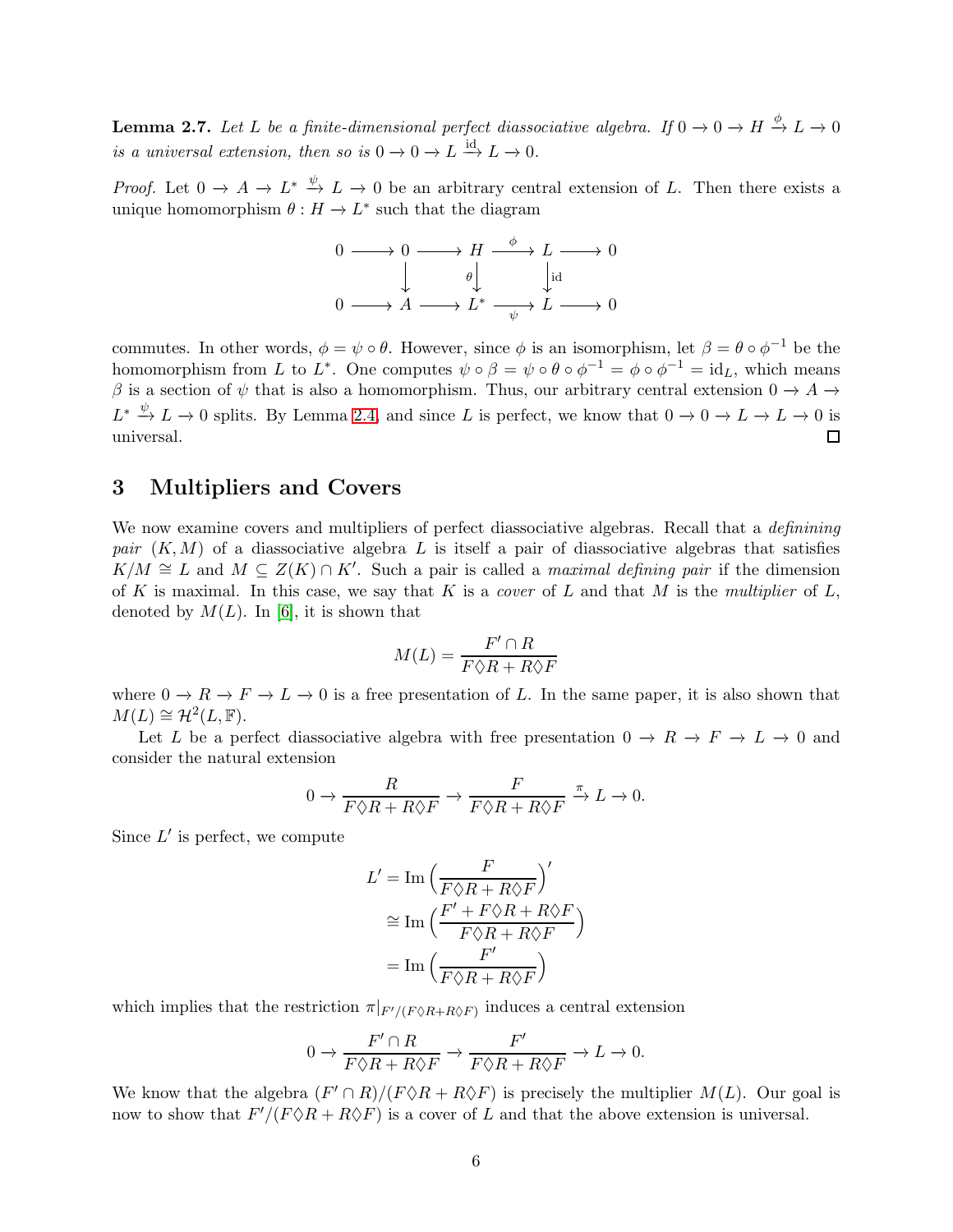**Lemma 2.7.** *Let $L$ be a finite-dimensional perfect diassociative algebra. If $0 \to 0 \to H \xrightarrow{\phi} L \to 0$ is a universal extension, then so is $0 \to 0 \to L \xrightarrow{\text{id}} L \to 0$.*

*Proof.* Let $0 \to A \to L^* \xrightarrow{\psi} L \to 0$ be an arbitrary central extension of $L$. Then there exists a unique homomorphism $\theta : H \to L^*$ such that the diagram

$$\begin{array}{ccccccccc}
0 & \longrightarrow & 0 & \longrightarrow & H & \xrightarrow{\phi} & L & \longrightarrow & 0 \\
 & & \downarrow & & \downarrow{\scriptstyle\theta} & & \downarrow{\scriptstyle\text{id}} & & \\
0 & \longrightarrow & A & \longrightarrow & L^* & \xrightarrow[\psi]{} & L & \longrightarrow & 0
\end{array}$$

commutes. In other words, $\phi = \psi \circ \theta$. However, since $\phi$ is an isomorphism, let $\beta = \theta \circ \phi^{-1}$ be the homomorphism from $L$ to $L^*$. One computes $\psi \circ \beta = \psi \circ \theta \circ \phi^{-1} = \phi \circ \phi^{-1} = \text{id}_L$, which means $\beta$ is a section of $\psi$ that is also a homomorphism. Thus, our arbitrary central extension $0 \to A \to L^* \xrightarrow{\psi} L \to 0$ splits. By Lemma 2.4, and since $L$ is perfect, we know that $0 \to 0 \to L \to L \to 0$ is universal. $\square$

# 3 Multipliers and Covers

We now examine covers and multipliers of perfect diassociative algebras. Recall that a *definining pair* $(K, M)$ of a diassociative algebra $L$ is itself a pair of diassociative algebras that satisfies $K/M \cong L$ and $M \subseteq Z(K) \cap K'$. Such a pair is called a *maximal defining pair* if the dimension of $K$ is maximal. In this case, we say that $K$ is a *cover* of $L$ and that $M$ is the *multiplier* of $L$, denoted by $M(L)$. In [6], it is shown that

$$M(L) = \frac{F' \cap R}{F \Diamond R + R \Diamond F}$$

where $0 \to R \to F \to L \to 0$ is a free presentation of $L$. In the same paper, it is also shown that $M(L) \cong \mathcal{H}^2(L, \mathbb{F})$.

Let $L$ be a perfect diassociative algebra with free presentation $0 \to R \to F \to L \to 0$ and consider the natural extension

$$0 \to \frac{R}{F \Diamond R + R \Diamond F} \to \frac{F}{F \Diamond R + R \Diamond F} \xrightarrow{\pi} L \to 0.$$

Since $L'$ is perfect, we compute

$$\begin{aligned}
L' &= \text{Im}\left(\frac{F}{F \Diamond R + R \Diamond F}\right)' \\
&\cong \text{Im}\left(\frac{F' + F \Diamond R + R \Diamond F}{F \Diamond R + R \Diamond F}\right) \\
&= \text{Im}\left(\frac{F'}{F \Diamond R + R \Diamond F}\right)
\end{aligned}$$

which implies that the restriction $\pi|_{F'/(F \Diamond R + R \Diamond F)}$ induces a central extension

$$0 \to \frac{F' \cap R}{F \Diamond R + R \Diamond F} \to \frac{F'}{F \Diamond R + R \Diamond F} \to L \to 0.$$

We know that the algebra $(F' \cap R)/(F \Diamond R + R \Diamond F)$ is precisely the multiplier $M(L)$. Our goal is now to show that $F'/(F \Diamond R + R \Diamond F)$ is a cover of $L$ and that the above extension is universal.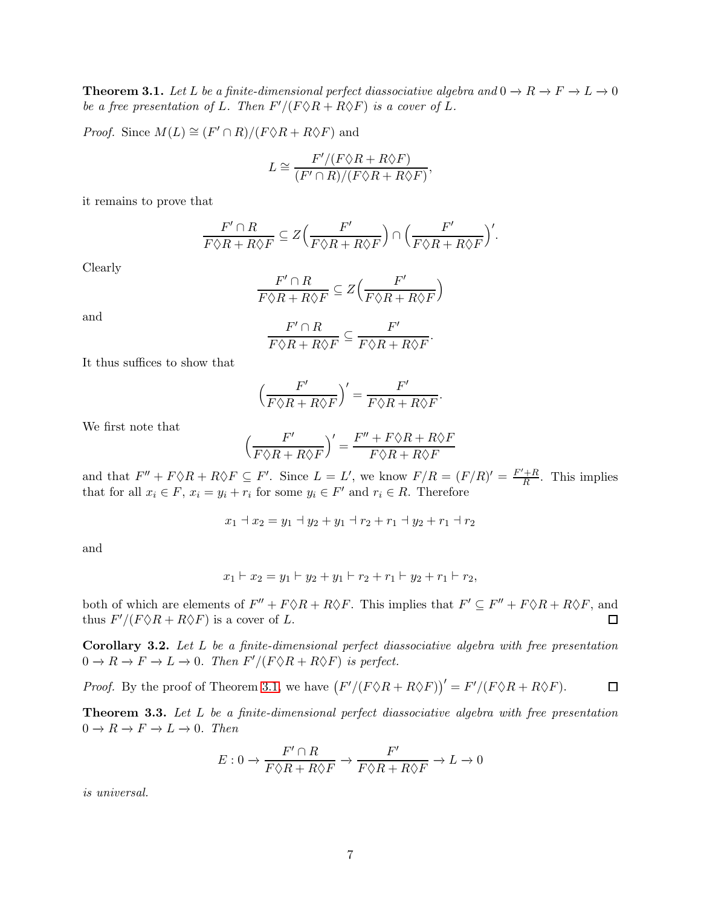**Theorem 3.1.** *Let $L$ be a finite-dimensional perfect diassociative algebra and $0 \to R \to F \to L \to 0$ be a free presentation of $L$. Then $F'/(F\Diamond R + R\Diamond F)$ is a cover of $L$.*

*Proof.* Since $M(L) \cong (F' \cap R)/(F\Diamond R + R\Diamond F)$ and

$$L \cong \frac{F'/(F\Diamond R + R\Diamond F)}{(F' \cap R)/(F\Diamond R + R\Diamond F)},$$

it remains to prove that

$$\frac{F' \cap R}{F\Diamond R + R\Diamond F} \subseteq Z\Big(\frac{F'}{F\Diamond R + R\Diamond F}\Big) \cap \Big(\frac{F'}{F\Diamond R + R\Diamond F}\Big)'.$$

Clearly

$$\frac{F' \cap R}{F\Diamond R + R\Diamond F} \subseteq Z\Big(\frac{F'}{F\Diamond R + R\Diamond F}\Big)$$

and

$$\frac{F' \cap R}{F\Diamond R + R\Diamond F} \subseteq \frac{F'}{F\Diamond R + R\Diamond F}.$$

It thus suffices to show that

$$\Big(\frac{F'}{F\Diamond R + R\Diamond F}\Big)' = \frac{F'}{F\Diamond R + R\Diamond F}.$$

We first note that

$$\Big(\frac{F'}{F\Diamond R + R\Diamond F}\Big)' = \frac{F'' + F\Diamond R + R\Diamond F}{F\Diamond R + R\Diamond F}$$

and that $F'' + F\Diamond R + R\Diamond F \subseteq F'$. Since $L = L'$, we know $F/R = (F/R)' = \frac{F'+R}{R}$. This implies that for all $x_i \in F$, $x_i = y_i + r_i$ for some $y_i \in F'$ and $r_i \in R$. Therefore

$$x_1 \dashv x_2 = y_1 \dashv y_2 + y_1 \dashv r_2 + r_1 \dashv y_2 + r_1 \dashv r_2$$

and

$$x_1 \vdash x_2 = y_1 \vdash y_2 + y_1 \vdash r_2 + r_1 \vdash y_2 + r_1 \vdash r_2,$$

both of which are elements of $F'' + F\Diamond R + R\Diamond F$. This implies that $F' \subseteq F'' + F\Diamond R + R\Diamond F$, and thus $F'/(F\Diamond R + R\Diamond F)$ is a cover of $L$. ◻

**Corollary 3.2.** *Let $L$ be a finite-dimensional perfect diassociative algebra with free presentation $0 \to R \to F \to L \to 0$. Then $F'/(F\Diamond R + R\Diamond F)$ is perfect.*

*Proof.* By the proof of Theorem 3.1, we have $\big(F'/(F\Diamond R + R\Diamond F)\big)' = F'/(F\Diamond R + R\Diamond F)$. ◻

**Theorem 3.3.** *Let $L$ be a finite-dimensional perfect diassociative algebra with free presentation $0 \to R \to F \to L \to 0$. Then*

$$E : 0 \to \frac{F' \cap R}{F\Diamond R + R\Diamond F} \to \frac{F'}{F\Diamond R + R\Diamond F} \to L \to 0$$

*is universal.*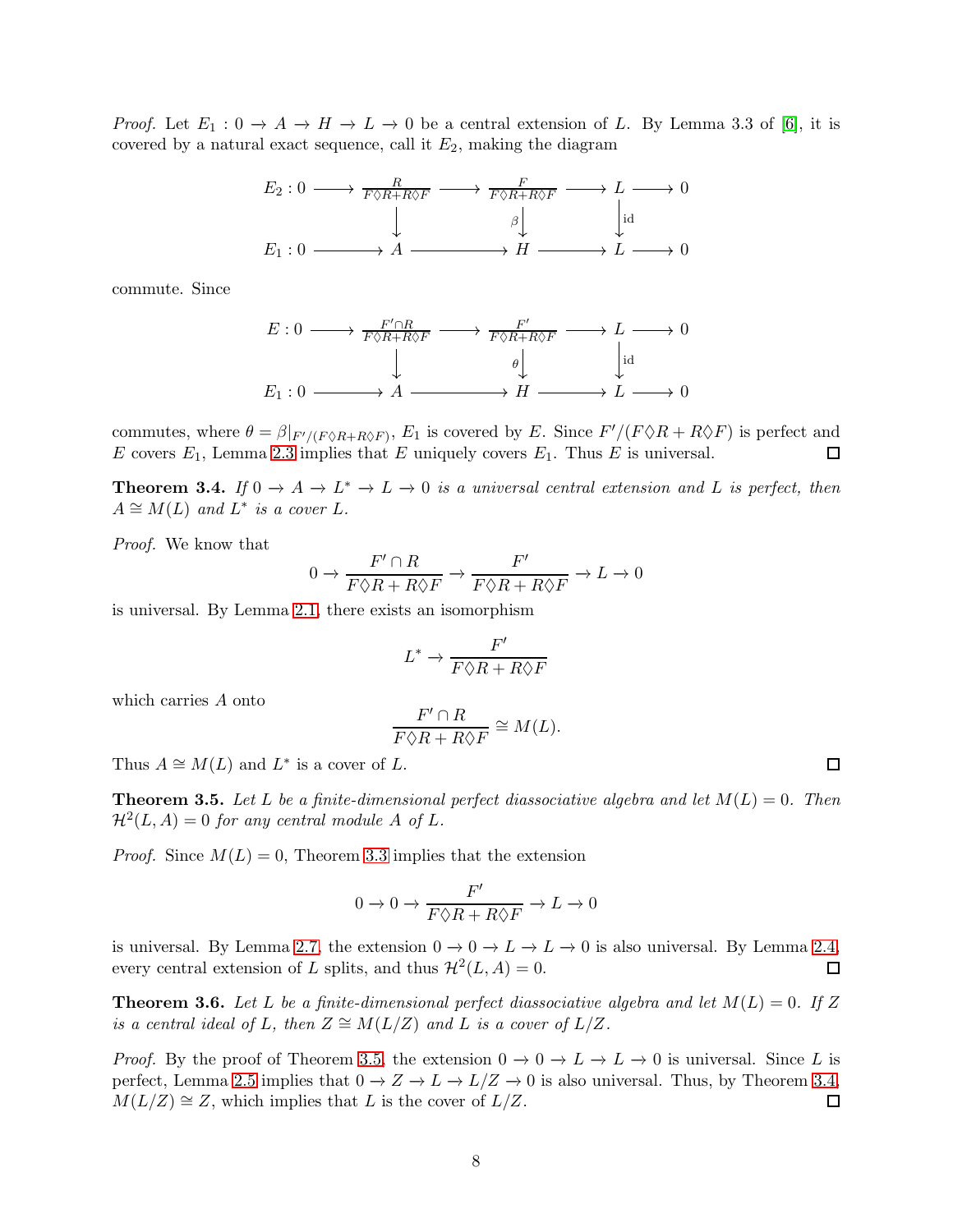*Proof.* Let $E_1 : 0 \to A \to H \to L \to 0$ be a central extension of $L$. By Lemma 3.3 of [6], it is covered by a natural exact sequence, call it $E_2$, making the diagram

$$\begin{array}{ccccccccc}
E_2 : 0 & \longrightarrow & \frac{R}{F\Diamond R + R\Diamond F} & \longrightarrow & \frac{F}{F\Diamond R + R\Diamond F} & \longrightarrow & L & \longrightarrow & 0 \\
 & & \downarrow & & \downarrow \beta & & \downarrow \mathrm{id} & & \\
E_1 : 0 & \longrightarrow & A & \longrightarrow & H & \longrightarrow & L & \longrightarrow & 0
\end{array}$$

commute. Since

$$\begin{array}{ccccccccc}
E : 0 & \longrightarrow & \frac{F'\cap R}{F\Diamond R + R\Diamond F} & \longrightarrow & \frac{F'}{F\Diamond R + R\Diamond F} & \longrightarrow & L & \longrightarrow & 0 \\
 & & \downarrow & & \downarrow \theta & & \downarrow \mathrm{id} & & \\
E_1 : 0 & \longrightarrow & A & \longrightarrow & H & \longrightarrow & L & \longrightarrow & 0
\end{array}$$

commutes, where $\theta = \beta|_{F'/(F\Diamond R + R\Diamond F)}$, $E_1$ is covered by $E$. Since $F'/(F\Diamond R + R\Diamond F)$ is perfect and $E$ covers $E_1$, Lemma 2.3 implies that $E$ uniquely covers $E_1$. Thus $E$ is universal. □

**Theorem 3.4.** *If $0 \to A \to L^* \to L \to 0$ is a universal central extension and $L$ is perfect, then $A \cong M(L)$ and $L^*$ is a cover $L$.*

*Proof.* We know that

$$0 \to \frac{F' \cap R}{F\Diamond R + R\Diamond F} \to \frac{F'}{F\Diamond R + R\Diamond F} \to L \to 0$$

is universal. By Lemma 2.1, there exists an isomorphism

$$L^* \to \frac{F'}{F\Diamond R + R\Diamond F}$$

which carries $A$ onto

$$\frac{F' \cap R}{F\Diamond R + R\Diamond F} \cong M(L).$$

Thus $A \cong M(L)$ and $L^*$ is a cover of $L$. □

**Theorem 3.5.** *Let $L$ be a finite-dimensional perfect diassociative algebra and let $M(L) = 0$. Then $\mathcal{H}^2(L, A) = 0$ for any central module $A$ of $L$.*

*Proof.* Since $M(L) = 0$, Theorem 3.3 implies that the extension

$$0 \to 0 \to \frac{F'}{F\Diamond R + R\Diamond F} \to L \to 0$$

is universal. By Lemma 2.7, the extension $0 \to 0 \to L \to L \to 0$ is also universal. By Lemma 2.4, every central extension of $L$ splits, and thus $\mathcal{H}^2(L, A) = 0$. □

**Theorem 3.6.** *Let $L$ be a finite-dimensional perfect diassociative algebra and let $M(L) = 0$. If $Z$ is a central ideal of $L$, then $Z \cong M(L/Z)$ and $L$ is a cover of $L/Z$.*

*Proof.* By the proof of Theorem 3.5, the extension $0 \to 0 \to L \to L \to 0$ is universal. Since $L$ is perfect, Lemma 2.5 implies that $0 \to Z \to L \to L/Z \to 0$ is also universal. Thus, by Theorem 3.4, $M(L/Z) \cong Z$, which implies that $L$ is the cover of $L/Z$. □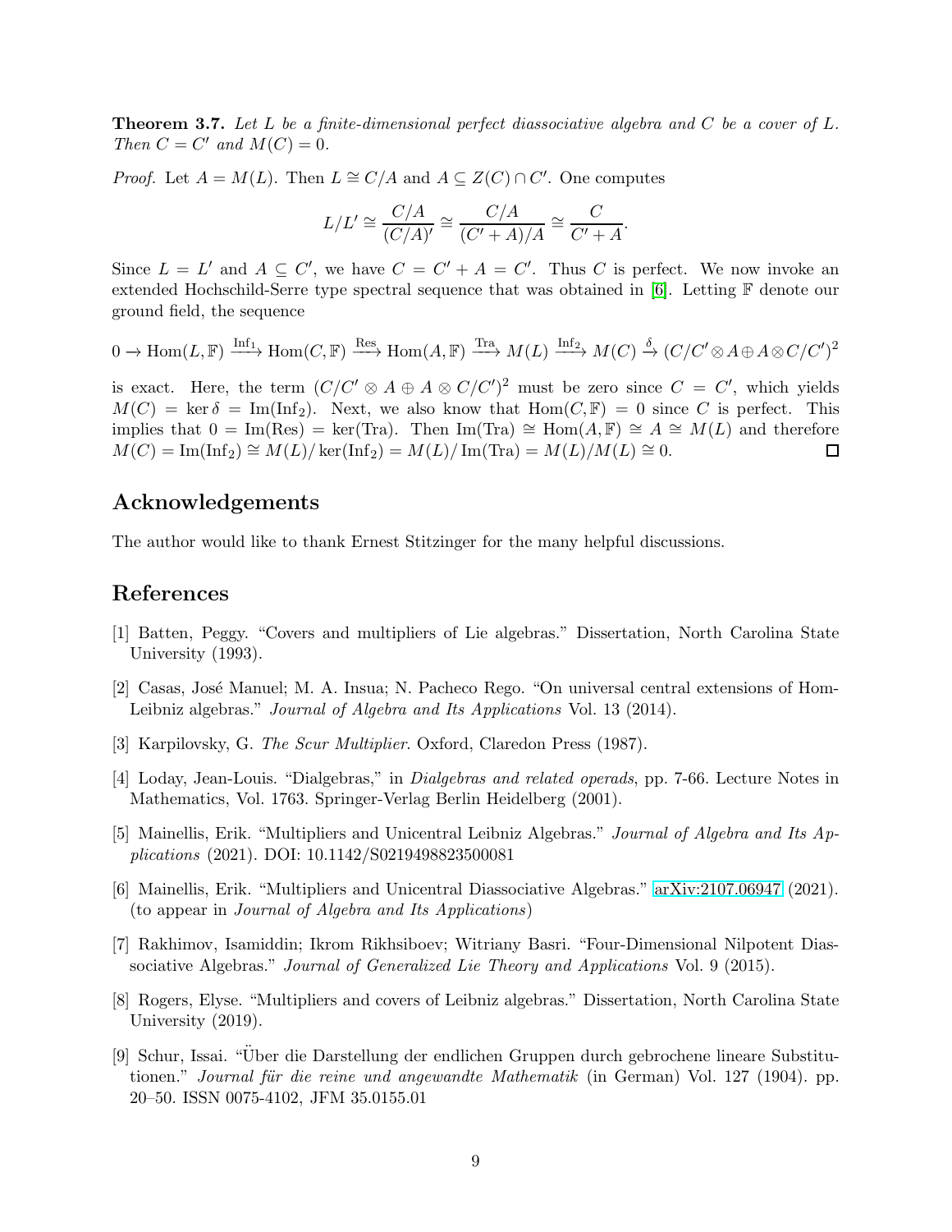**Theorem 3.7.** *Let $L$ be a finite-dimensional perfect diassociative algebra and $C$ be a cover of $L$. Then $C = C'$ and $M(C) = 0$.*

*Proof.* Let $A = M(L)$. Then $L \cong C/A$ and $A \subseteq Z(C) \cap C'$. One computes

$$L/L' \cong \frac{C/A}{(C/A)'} \cong \frac{C/A}{(C' + A)/A} \cong \frac{C}{C' + A}.$$

Since $L = L'$ and $A \subseteq C'$, we have $C = C' + A = C'$. Thus $C$ is perfect. We now invoke an extended Hochschild-Serre type spectral sequence that was obtained in [6]. Letting $\mathbb{F}$ denote our ground field, the sequence

$$0 \to \text{Hom}(L, \mathbb{F}) \xrightarrow{\text{Inf}_1} \text{Hom}(C, \mathbb{F}) \xrightarrow{\text{Res}} \text{Hom}(A, \mathbb{F}) \xrightarrow{\text{Tra}} M(L) \xrightarrow{\text{Inf}_2} M(C) \xrightarrow{\delta} (C/C' \otimes A \oplus A \otimes C/C')^2$$

is exact. Here, the term $(C/C' \otimes A \oplus A \otimes C/C')^2$ must be zero since $C = C'$, which yields $M(C) = \ker \delta = \text{Im}(\text{Inf}_2)$. Next, we also know that $\text{Hom}(C, \mathbb{F}) = 0$ since $C$ is perfect. This implies that $0 = \text{Im}(\text{Res}) = \ker(\text{Tra})$. Then $\text{Im}(\text{Tra}) \cong \text{Hom}(A, \mathbb{F}) \cong A \cong M(L)$ and therefore $M(C) = \text{Im}(\text{Inf}_2) \cong M(L)/\ker(\text{Inf}_2) = M(L)/\text{Im}(\text{Tra}) = M(L)/M(L) \cong 0$. $\square$

## Acknowledgements

The author would like to thank Ernest Stitzinger for the many helpful discussions.

## References

[1] Batten, Peggy. "Covers and multipliers of Lie algebras." Dissertation, North Carolina State University (1993).

[2] Casas, José Manuel; M. A. Insua; N. Pacheco Rego. "On universal central extensions of Hom-Leibniz algebras." *Journal of Algebra and Its Applications* Vol. 13 (2014).

[3] Karpilovsky, G. *The Scur Multiplier*. Oxford, Claredon Press (1987).

[4] Loday, Jean-Louis. "Dialgebras," in *Dialgebras and related operads*, pp. 7-66. Lecture Notes in Mathematics, Vol. 1763. Springer-Verlag Berlin Heidelberg (2001).

[5] Mainellis, Erik. "Multipliers and Unicentral Leibniz Algebras." *Journal of Algebra and Its Applications* (2021). DOI: 10.1142/S0219498823500081

[6] Mainellis, Erik. "Multipliers and Unicentral Diassociative Algebras." arXiv:2107.06947 (2021). (to appear in *Journal of Algebra and Its Applications*)

[7] Rakhimov, Isamiddin; Ikrom Rikhsiboev; Witriany Basri. "Four-Dimensional Nilpotent Diassociative Algebras." *Journal of Generalized Lie Theory and Applications* Vol. 9 (2015).

[8] Rogers, Elyse. "Multipliers and covers of Leibniz algebras." Dissertation, North Carolina State University (2019).

[9] Schur, Issai. "Über die Darstellung der endlichen Gruppen durch gebrochene lineare Substitutionen." *Journal für die reine und angewandte Mathematik* (in German) Vol. 127 (1904). pp. 20–50. ISSN 0075-4102, JFM 35.0155.01